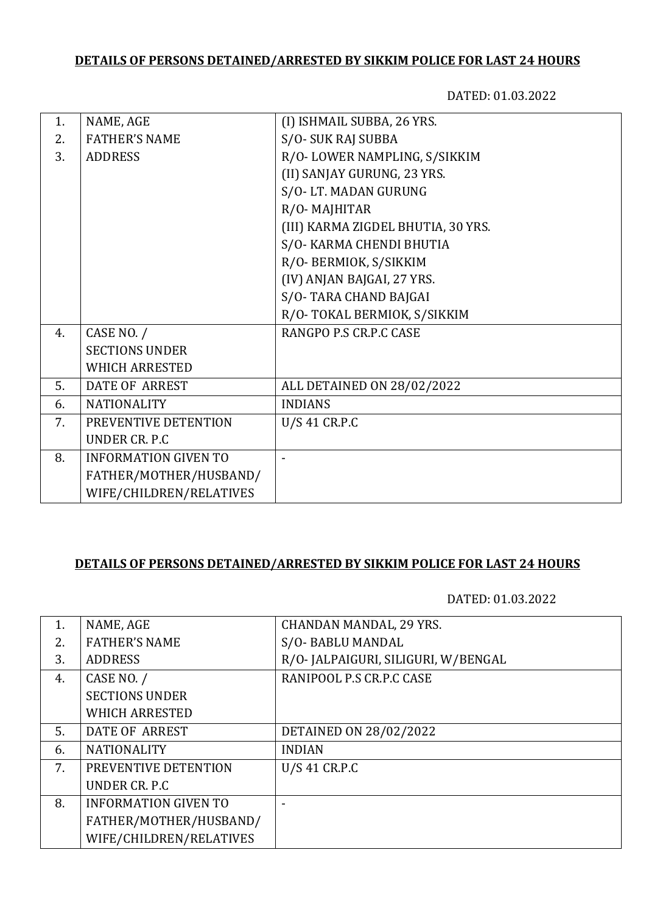**DETAILS OF PERSONS DETAINED/ARRESTED BY SIKKIM POLICE FOR LAST 24 HOURS**

DATED: 01.03.2022

| | | |
|---|---|---|
| 1.<br>2.<br>3. | NAME, AGE<br>FATHER'S NAME<br>ADDRESS | (I) ISHMAIL SUBBA, 26 YRS.<br>S/O- SUK RAJ SUBBA<br>R/O- LOWER NAMPLING, S/SIKKIM<br>(II) SANJAY GURUNG, 23 YRS.<br>S/O- LT. MADAN GURUNG<br>R/O- MAJHITAR<br>(III) KARMA ZIGDEL BHUTIA, 30 YRS.<br>S/O- KARMA CHENDI BHUTIA<br>R/O- BERMIOK, S/SIKKIM<br>(IV) ANJAN BAJGAI, 27 YRS.<br>S/O- TARA CHAND BAJGAI<br>R/O- TOKAL BERMIOK, S/SIKKIM |
| 4. | CASE NO. /<br>SECTIONS UNDER<br>WHICH ARRESTED | RANGPO P.S CR.P.C CASE |
| 5. | DATE OF ARREST | ALL DETAINED ON 28/02/2022 |
| 6. | NATIONALITY | INDIANS |
| 7. | PREVENTIVE DETENTION<br>UNDER CR. P.C | U/S 41 CR.P.C |
| 8. | INFORMATION GIVEN TO<br>FATHER/MOTHER/HUSBAND/<br>WIFE/CHILDREN/RELATIVES | - |

**DETAILS OF PERSONS DETAINED/ARRESTED BY SIKKIM POLICE FOR LAST 24 HOURS**

DATED: 01.03.2022

| | | |
|---|---|---|
| 1.<br>2.<br>3. | NAME, AGE<br>FATHER'S NAME<br>ADDRESS | CHANDAN MANDAL, 29 YRS.<br>S/O- BABLU MANDAL<br>R/O- JALPAIGURI, SILIGURI, W/BENGAL |
| 4. | CASE NO. /<br>SECTIONS UNDER<br>WHICH ARRESTED | RANIPOOL P.S CR.P.C CASE |
| 5. | DATE OF ARREST | DETAINED ON 28/02/2022 |
| 6. | NATIONALITY | INDIAN |
| 7. | PREVENTIVE DETENTION<br>UNDER CR. P.C | U/S 41 CR.P.C |
| 8. | INFORMATION GIVEN TO<br>FATHER/MOTHER/HUSBAND/<br>WIFE/CHILDREN/RELATIVES | - |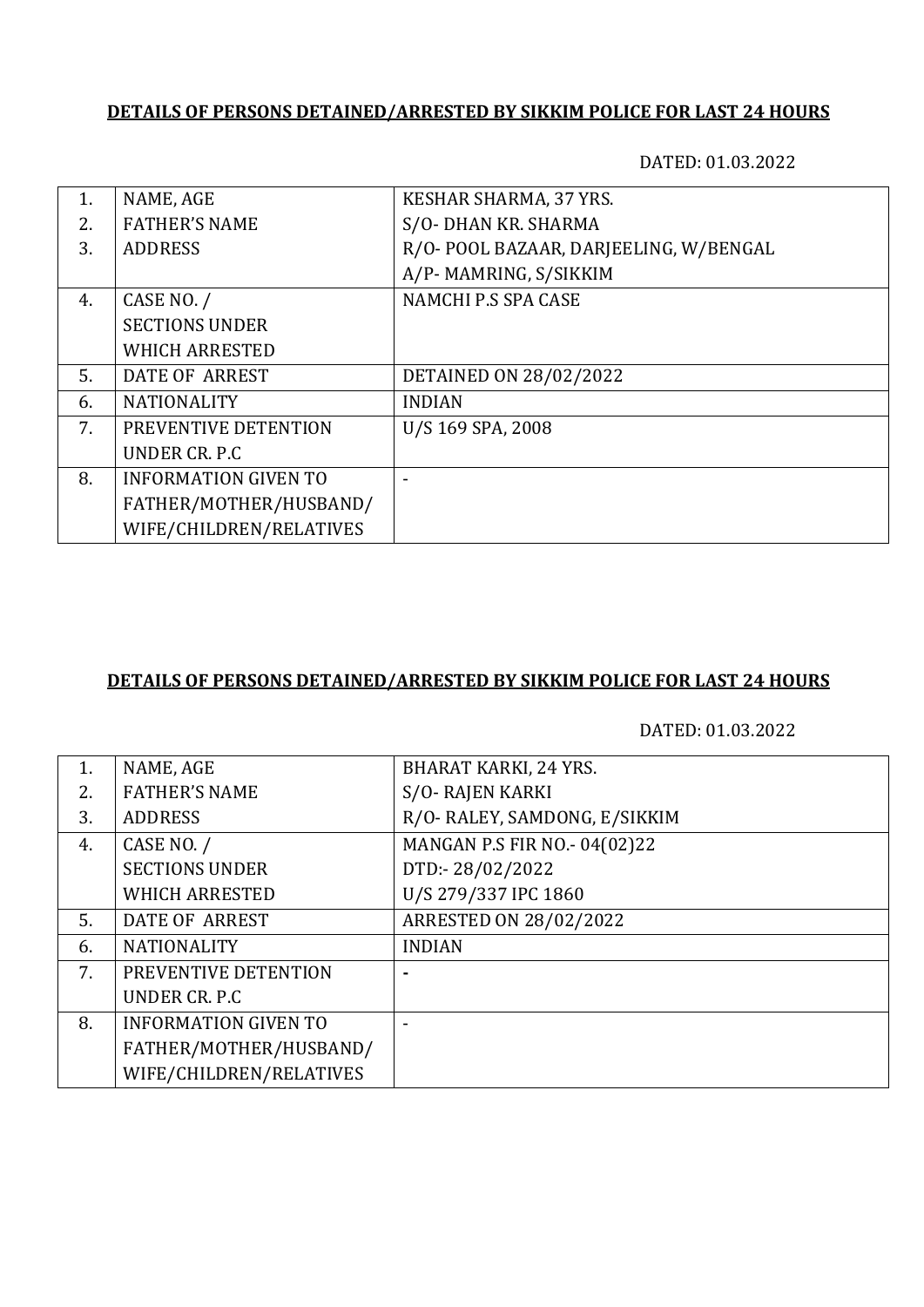**DETAILS OF PERSONS DETAINED/ARRESTED BY SIKKIM POLICE FOR LAST 24 HOURS**

DATED: 01.03.2022

| | | |
|---|---|---|
| 1.<br>2.<br>3. | NAME, AGE<br>FATHER'S NAME<br>ADDRESS | KESHAR SHARMA, 37 YRS.<br>S/O- DHAN KR. SHARMA<br>R/O- POOL BAZAAR, DARJEELING, W/BENGAL<br>A/P- MAMRING, S/SIKKIM |
| 4. | CASE NO. /<br>SECTIONS UNDER<br>WHICH ARRESTED | NAMCHI P.S SPA CASE |
| 5. | DATE OF ARREST | DETAINED ON 28/02/2022 |
| 6. | NATIONALITY | INDIAN |
| 7. | PREVENTIVE DETENTION<br>UNDER CR. P.C | U/S 169 SPA, 2008 |
| 8. | INFORMATION GIVEN TO<br>FATHER/MOTHER/HUSBAND/<br>WIFE/CHILDREN/RELATIVES | - |

**DETAILS OF PERSONS DETAINED/ARRESTED BY SIKKIM POLICE FOR LAST 24 HOURS**

DATED: 01.03.2022

| | | |
|---|---|---|
| 1.<br>2.<br>3. | NAME, AGE<br>FATHER'S NAME<br>ADDRESS | BHARAT KARKI, 24 YRS.<br>S/O- RAJEN KARKI<br>R/O- RALEY, SAMDONG, E/SIKKIM |
| 4. | CASE NO. /<br>SECTIONS UNDER<br>WHICH ARRESTED | MANGAN P.S FIR NO.- 04(02)22<br>DTD:- 28/02/2022<br>U/S 279/337 IPC 1860 |
| 5. | DATE OF ARREST | ARRESTED ON 28/02/2022 |
| 6. | NATIONALITY | INDIAN |
| 7. | PREVENTIVE DETENTION<br>UNDER CR. P.C | - |
| 8. | INFORMATION GIVEN TO<br>FATHER/MOTHER/HUSBAND/<br>WIFE/CHILDREN/RELATIVES | - |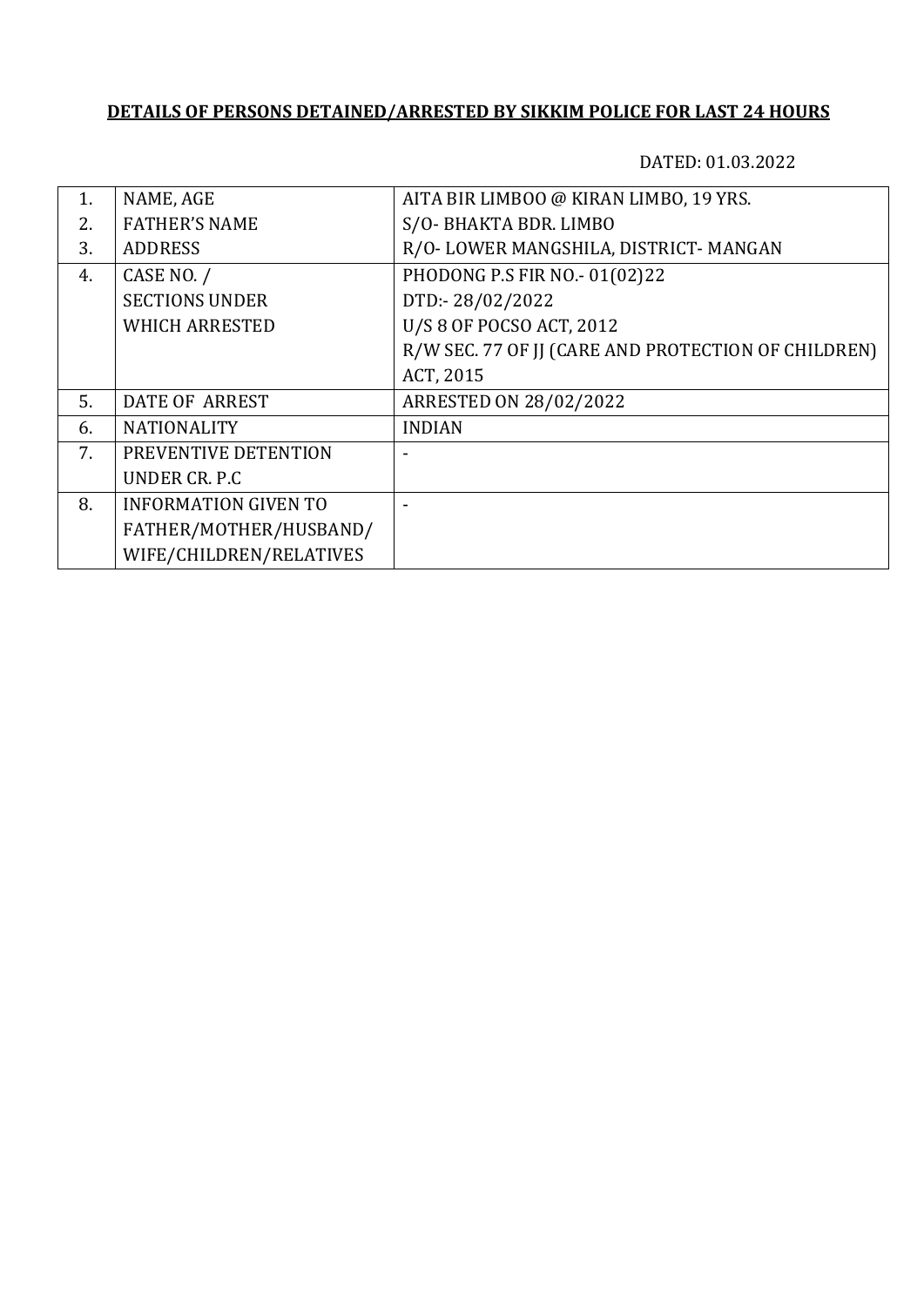**DETAILS OF PERSONS DETAINED/ARRESTED BY SIKKIM POLICE FOR LAST 24 HOURS**

DATED: 01.03.2022

| | | |
|---|---|---|
| 1.<br>2.<br>3. | NAME, AGE<br>FATHER'S NAME<br>ADDRESS | AITA BIR LIMBOO @ KIRAN LIMBO, 19 YRS.<br>S/O- BHAKTA BDR. LIMBO<br>R/O- LOWER MANGSHILA, DISTRICT- MANGAN |
| 4. | CASE NO. /<br>SECTIONS UNDER<br>WHICH ARRESTED | PHODONG P.S FIR NO.- 01(02)22<br>DTD:- 28/02/2022<br>U/S 8 OF POCSO ACT, 2012<br>R/W SEC. 77 OF JJ (CARE AND PROTECTION OF CHILDREN) ACT, 2015 |
| 5. | DATE OF ARREST | ARRESTED ON 28/02/2022 |
| 6. | NATIONALITY | INDIAN |
| 7. | PREVENTIVE DETENTION UNDER CR. P.C | - |
| 8. | INFORMATION GIVEN TO FATHER/MOTHER/HUSBAND/ WIFE/CHILDREN/RELATIVES | - |